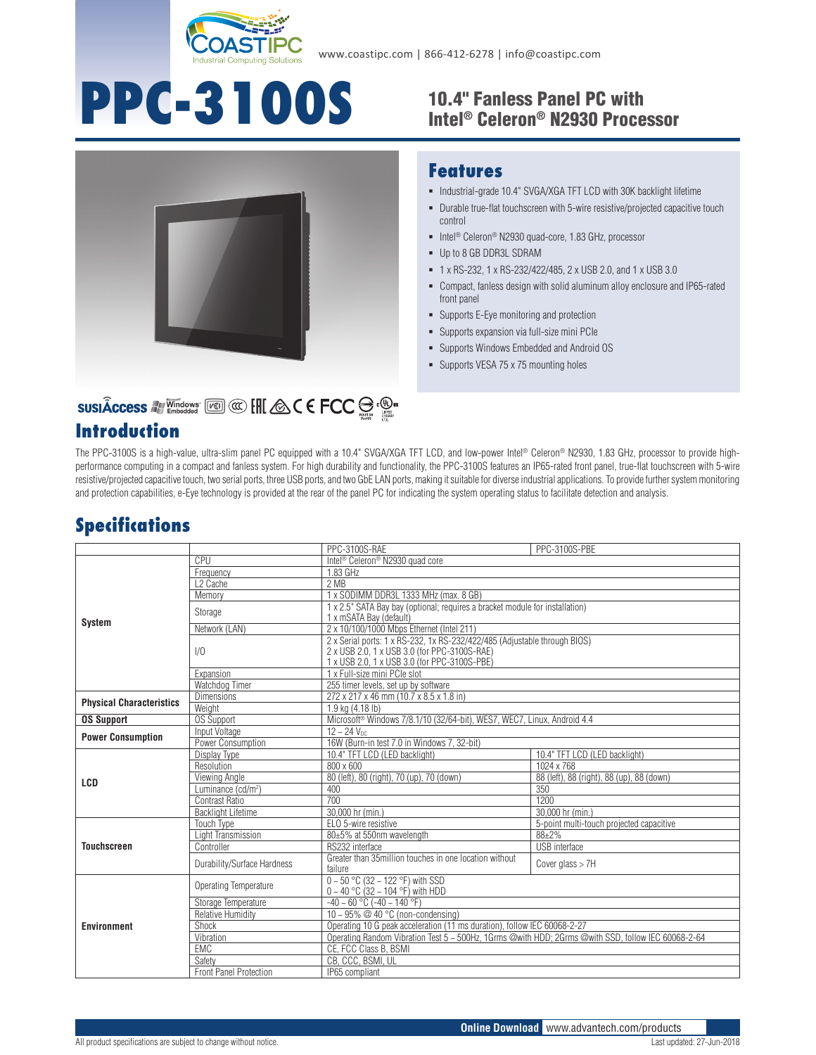www.coastipc.com | 866-412-6278 | info@coastipc.com

# PPC-3100S

## 10.4" Fanless Panel PC with Intel® Celeron® N2930 Processor

## Features

- Industrial-grade 10.4" SVGA/XGA TFT LCD with 30K backlight lifetime
- Durable true-flat touchscreen with 5-wire resistive/projected capacitive touch control
- Intel® Celeron® N2930 quad-core, 1.83 GHz, processor
- Up to 8 GB DDR3L SDRAM
- 1 x RS-232, 1 x RS-232/422/485, 2 x USB 2.0, and 1 x USB 3.0
- Compact, fanless design with solid aluminum alloy enclosure and IP65-rated front panel
- Supports E-Eye monitoring and protection
- Supports expansion via full-size mini PCIe
- Supports Windows Embedded and Android OS
- Supports VESA 75 x 75 mounting holes

## Introduction

The PPC-3100S is a high-value, ultra-slim panel PC equipped with a 10.4" SVGA/XGA TFT LCD, and low-power Intel® Celeron® N2930, 1.83 GHz, processor to provide high-performance computing in a compact and fanless system. For high durability and functionality, the PPC-3100S features an IP65-rated front panel, true-flat touchscreen with 5-wire resistive/projected capacitive touch, two serial ports, three USB ports, and two GbE LAN ports, making it suitable for diverse industrial applications. To provide further system monitoring and protection capabilities, e-Eye technology is provided at the rear of the panel PC for indicating the system operating status to facilitate detection and analysis.

## Specifications

| | | PPC-3100S-RAE | PPC-3100S-PBE |
|---|---|---|---|
| System | CPU | Intel® Celeron® N2930 quad core | |
| | Frequency | 1.83 GHz | |
| | L2 Cache | 2 MB | |
| | Memory | 1 x SODIMM DDR3L 1333 MHz (max. 8 GB) | |
| | Storage | 1 x 2.5" SATA Bay bay (optional; requires a bracket module for installation)<br>1 x mSATA Bay (default) | |
| | Network (LAN) | 2 x 10/100/1000 Mbps Ethernet (Intel 211) | |
| | I/O | 2 x Serial ports: 1 x RS-232, 1x RS-232/422/485 (Adjustable through BIOS)<br>2 x USB 2.0, 1 x USB 3.0 (for PPC-3100S-RAE)<br>1 x USB 2.0, 1 x USB 3.0 (for PPC-3100S-PBE) | |
| | Expansion | 1 x Full-size mini PCIe slot | |
| | Watchdog Timer | 255 timer levels, set up by software | |
| Physical Characteristics | Dimensions | 272 x 217 x 46 mm (10.7 x 8.5 x 1.8 in) | |
| | Weight | 1.9 kg (4.18 lb) | |
| OS Support | OS Support | Microsoft® Windows 7/8.1/10 (32/64-bit), WES7, WEC7, Linux, Android 4.4 | |
| Power Consumption | Input Voltage | 12 ~ 24 $V_{DC}$ | |
| | Power Consumption | 16W (Burn-in test 7.0 in Windows 7, 32-bit) | |
| LCD | Display Type | 10.4" TFT LCD (LED backlight) | 10.4" TFT LCD (LED backlight) |
| | Resolution | 800 x 600 | 1024 x 768 |
| | Viewing Angle | 80 (left), 80 (right), 70 (up), 70 (down) | 88 (left), 88 (right), 88 (up), 88 (down) |
| | Luminance (cd/m²) | 400 | 350 |
| | Contrast Ratio | 700 | 1200 |
| | Backlight Lifetime | 30,000 hr (min.) | 30,000 hr (min.) |
| Touchscreen | Touch Type | ELO 5-wire resistive | 5-point multi-touch projected capacitive |
| | Light Transmission | 80±5% at 550nm wavelength | 88±2% |
| | Controller | RS232 interface | USB interface |
| | Durability/Surface Hardness | Greater than 35million touches in one location without failure | Cover glass > 7H |
| Environment | Operating Temperature | 0 ~ 50 °C (32 ~ 122 °F) with SSD<br>0 ~ 40 °C (32 ~ 104 °F) with HDD | |
| | Storage Temperature | -40 ~ 60 °C (-40 ~ 140 °F) | |
| | Relative Humidity | 10 ~ 95% @ 40 °C (non-condensing) | |
| | Shock | Operating 10 G peak acceleration (11 ms duration), follow IEC 60068-2-27 | |
| | Vibration | Operating Random Vibration Test 5 ~ 500Hz, 1Grms @with HDD; 2Grms @with SSD, follow IEC 60068-2-64 | |
| | EMC | CE, FCC Class B, BSMI | |
| | Safety | CB, CCC, BSMI, UL | |
| | Front Panel Protection | IP65 compliant | |

Online Download www.advantech.com/products

All product specifications are subject to change without notice. Last updated: 27-Jun-2018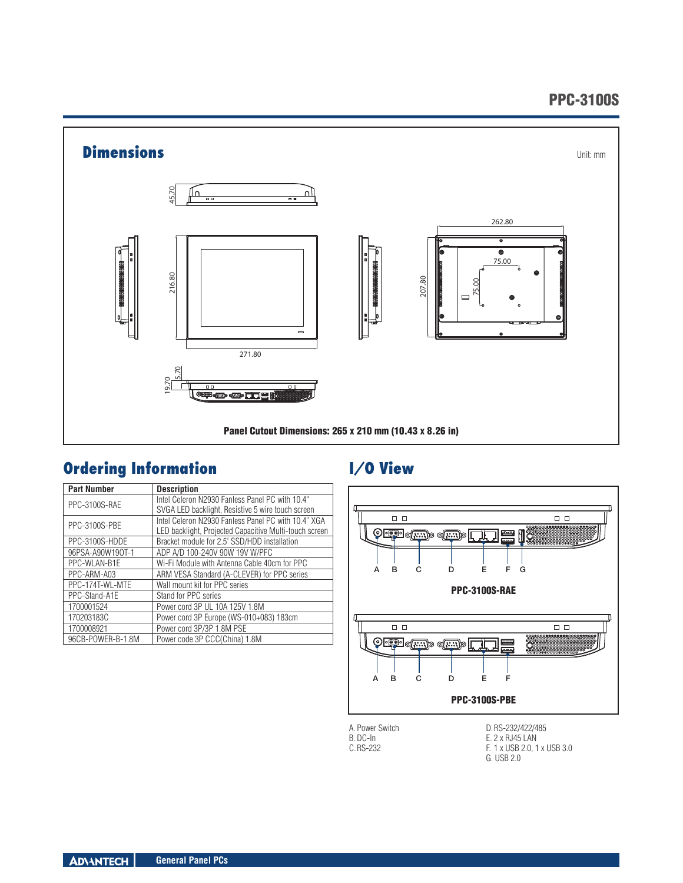## Dimensions

Unit: mm

45.70

262.80

75.00

216.80

207.80

75.00

271.80

5.70

19.70

**Panel Cutout Dimensions: 265 x 210 mm (10.43 x 8.26 in)**

## Ordering Information

| Part Number | Description |
|---|---|
| PPC-3100S-RAE | Intel Celeron N2930 Fanless Panel PC with 10.4" SVGA LED backlight, Resistive 5 wire touch screen |
| PPC-3100S-PBE | Intel Celeron N2930 Fanless Panel PC with 10.4" XGA LED backlight, Projected Capacitive Multi-touch screen |
| PPC-3100S-HDDE | Bracket module for 2.5' SSD/HDD installation |
| 96PSA-A90W19OT-1 | ADP A/D 100-240V 90W 19V W/PFC |
| PPC-WLAN-B1E | Wi-Fi Module with Antenna Cable 40cm for PPC |
| PPC-ARM-A03 | ARM VESA Standard (A-CLEVER) for PPC series |
| PPC-174T-WL-MTE | Wall mount kit for PPC series |
| PPC-Stand-A1E | Stand for PPC series |
| 1700001524 | Power cord 3P UL 10A 125V 1.8M |
| 170203183C | Power cord 3P Europe (WS-010+083) 183cm |
| 1700008921 | Power cord 3P/3P 1.8M PSE |
| 96CB-POWER-B-1.8M | Power code 3P CCC(China) 1.8M |

## I/O View

A B C D E F G

**PPC-3100S-RAE**

A B C D E F

**PPC-3100S-PBE**

A. Power Switch
B. DC-In
C. RS-232
D. RS-232/422/485
E. 2 x RJ45 LAN
F. 1 x USB 2.0, 1 x USB 3.0
G. USB 2.0